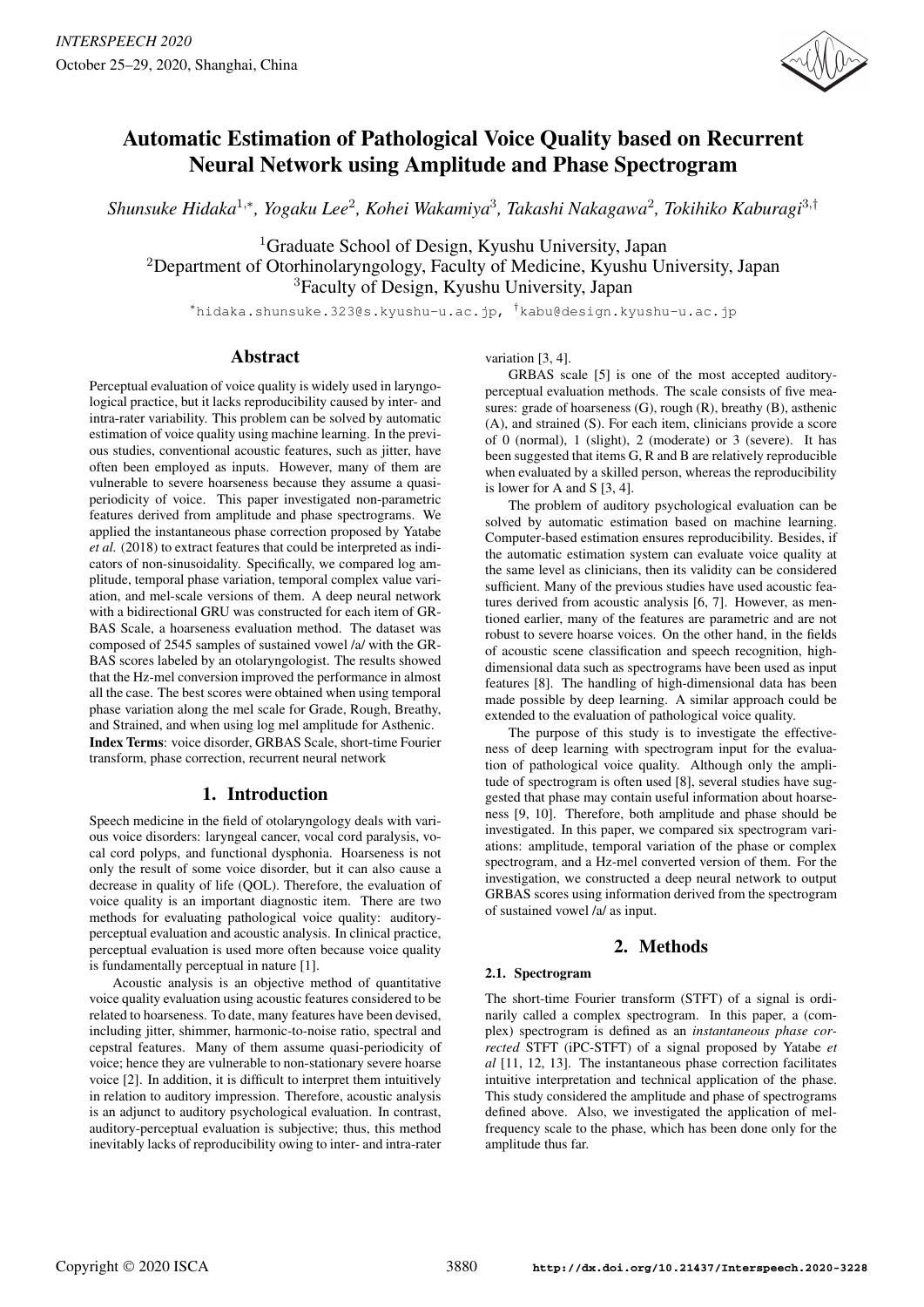# Automatic Estimation of Pathological Voice Quality based on Recurrent Neural Network using Amplitude and Phase Spectrogram

*Shunsuke Hidaka[1,*], Yogaku Lee[2], Kohei Wakamiya[3], Takashi Nakagawa[2], Tokihiko Kaburagi[3,†]*

[1]Graduate School of Design, Kyushu University, Japan
[2]Department of Otorhinolaryngology, Faculty of Medicine, Kyushu University, Japan
[3]Faculty of Design, Kyushu University, Japan

[*]hidaka.shunsuke.323@s.kyushu-u.ac.jp, [†]kabu@design.kyushu-u.ac.jp

## Abstract

Perceptual evaluation of voice quality is widely used in laryngological practice, but it lacks reproducibility caused by inter- and intra-rater variability. This problem can be solved by automatic estimation of voice quality using machine learning. In the previous studies, conventional acoustic features, such as jitter, have often been employed as inputs. However, many of them are vulnerable to severe hoarseness because they assume a quasi-periodicity of voice. This paper investigated non-parametric features derived from amplitude and phase spectrograms. We applied the instantaneous phase correction proposed by Yatabe *et al.* (2018) to extract features that could be interpreted as indicators of non-sinusoidality. Specifically, we compared log amplitude, temporal phase variation, temporal complex value variation, and mel-scale versions of them. A deep neural network with a bidirectional GRU was constructed for each item of GRBAS Scale, a hoarseness evaluation method. The dataset was composed of 2545 samples of sustained vowel /a/ with the GRBAS scores labeled by an otolaryngologist. The results showed that the Hz-mel conversion improved the performance in almost all the case. The best scores were obtained when using temporal phase variation along the mel scale for Grade, Rough, Breathy, and Strained, and when using log mel amplitude for Asthenic.

**Index Terms**: voice disorder, GRBAS Scale, short-time Fourier transform, phase correction, recurrent neural network

## 1. Introduction

Speech medicine in the field of otolaryngology deals with various voice disorders: laryngeal cancer, vocal cord paralysis, vocal cord polyps, and functional dysphonia. Hoarseness is not only the result of some voice disorder, but it can also cause a decrease in quality of life (QOL). Therefore, the evaluation of voice quality is an important diagnostic item. There are two methods for evaluating pathological voice quality: auditory-perceptual evaluation and acoustic analysis. In clinical practice, perceptual evaluation is used more often because voice quality is fundamentally perceptual in nature [1].

Acoustic analysis is an objective method of quantitative voice quality evaluation using acoustic features considered to be related to hoarseness. To date, many features have been devised, including jitter, shimmer, harmonic-to-noise ratio, spectral and cepstral features. Many of them assume quasi-periodicity of voice; hence they are vulnerable to non-stationary severe hoarse voice [2]. In addition, it is difficult to interpret them intuitively in relation to auditory impression. Therefore, acoustic analysis is an adjunct to auditory psychological evaluation. In contrast, auditory-perceptual evaluation is subjective; thus, this method inevitably lacks of reproducibility owing to inter- and intra-rater variation [3, 4].

GRBAS scale [5] is one of the most accepted auditory-perceptual evaluation methods. The scale consists of five measures: grade of hoarseness (G), rough (R), breathy (B), asthenic (A), and strained (S). For each item, clinicians provide a score of 0 (normal), 1 (slight), 2 (moderate) or 3 (severe). It has been suggested that items G, R and B are relatively reproducible when evaluated by a skilled person, whereas the reproducibility is lower for A and S [3, 4].

The problem of auditory psychological evaluation can be solved by automatic estimation based on machine learning. Computer-based estimation ensures reproducibility. Besides, if the automatic estimation system can evaluate voice quality at the same level as clinicians, then its validity can be considered sufficient. Many of the previous studies have used acoustic features derived from acoustic analysis [6, 7]. However, as mentioned earlier, many of the features are parametric and are not robust to severe hoarse voices. On the other hand, in the fields of acoustic scene classification and speech recognition, high-dimensional data such as spectrograms have been used as input features [8]. The handling of high-dimensional data has been made possible by deep learning. A similar approach could be extended to the evaluation of pathological voice quality.

The purpose of this study is to investigate the effectiveness of deep learning with spectrogram input for the evaluation of pathological voice quality. Although only the amplitude of spectrogram is often used [8], several studies have suggested that phase may contain useful information about hoarseness [9, 10]. Therefore, both amplitude and phase should be investigated. In this paper, we compared six spectrogram variations: amplitude, temporal variation of the phase or complex spectrogram, and a Hz-mel converted version of them. For the investigation, we constructed a deep neural network to output GRBAS scores using information derived from the spectrogram of sustained vowel /a/ as input.

## 2. Methods

### 2.1. Spectrogram

The short-time Fourier transform (STFT) of a signal is ordinarily called a complex spectrogram. In this paper, a (complex) spectrogram is defined as an *instantaneous phase corrected* STFT (iPC-STFT) of a signal proposed by Yatabe *et al* [11, 12, 13]. The instantaneous phase correction facilitates intuitive interpretation and technical application of the phase. This study considered the amplitude and phase of spectrograms defined above. Also, we investigated the application of mel-frequency scale to the phase, which has been done only for the amplitude thus far.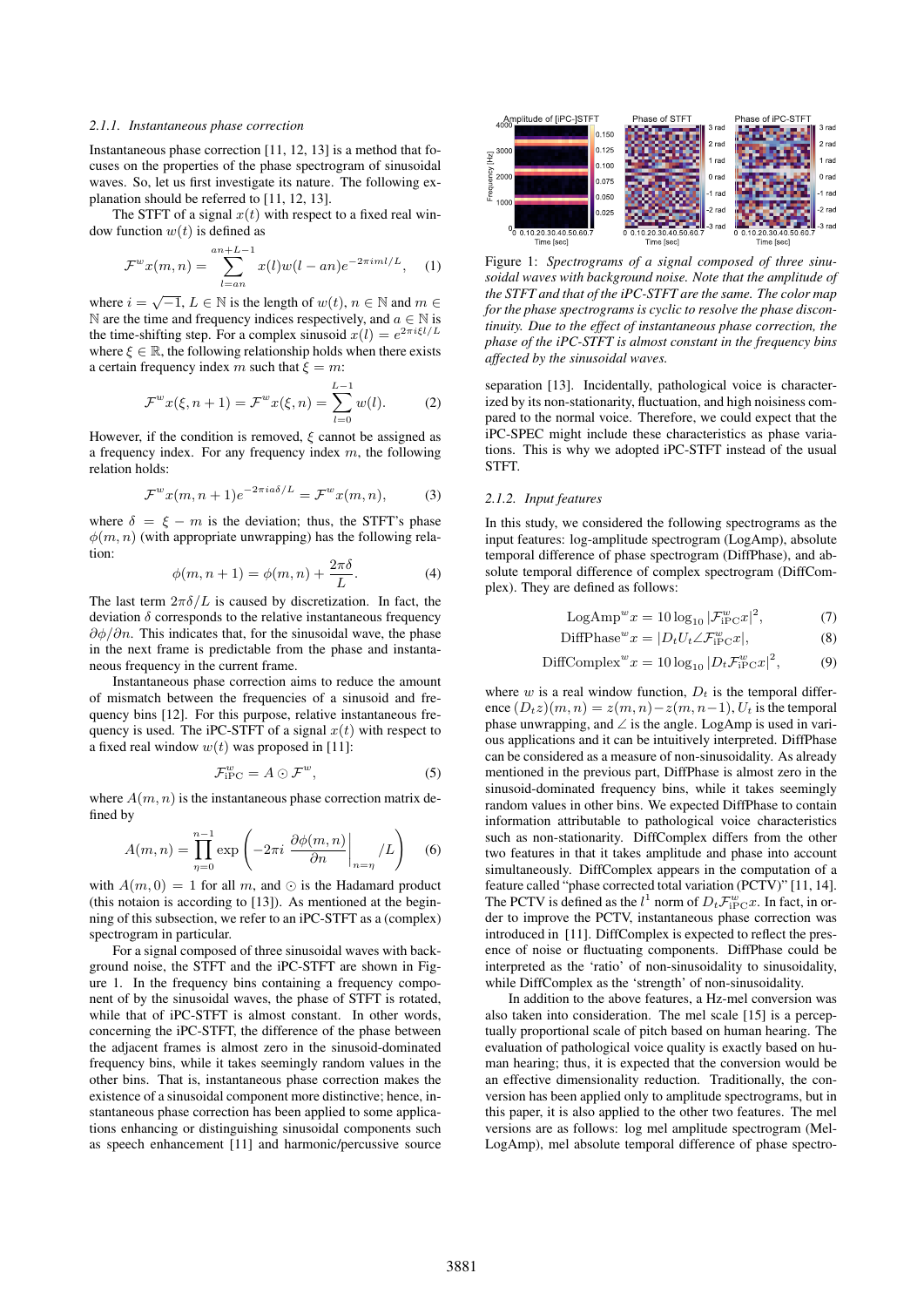#### 2.1.1. Instantaneous phase correction

Instantaneous phase correction [11, 12, 13] is a method that focuses on the properties of the phase spectrogram of sinusoidal waves. So, let us first investigate its nature. The following explanation should be referred to [11, 12, 13].

The STFT of a signal $x(t)$ with respect to a fixed real window function $w(t)$ is defined as

$$\mathcal{F}^w x(m,n) = \sum_{l=an}^{an+L-1} x(l)w(l-an)e^{-2\pi iml/L}, \quad (1)$$

where $i = \sqrt{-1}$, $L \in \mathbb{N}$ is the length of $w(t)$, $n \in \mathbb{N}$ and $m \in \mathbb{N}$ are the time and frequency indices respectively, and $a \in \mathbb{N}$ is the time-shifting step. For a complex sinusoid $x(l) = e^{2\pi i\xi l/L}$ where $\xi \in \mathbb{R}$, the following relationship holds when there exists a certain frequency index $m$ such that $\xi = m$:

$$\mathcal{F}^w x(\xi, n+1) = \mathcal{F}^w x(\xi, n) = \sum_{l=0}^{L-1} w(l). \quad (2)$$

However, if the condition is removed, $\xi$ cannot be assigned as a frequency index. For any frequency index $m$, the following relation holds:

$$\mathcal{F}^w x(m, n+1)e^{-2\pi ia\delta/L} = \mathcal{F}^w x(m,n), \quad (3)$$

where $\delta = \xi - m$ is the deviation; thus, the STFT's phase $\phi(m,n)$ (with appropriate unwrapping) has the following relation:

$$\phi(m, n+1) = \phi(m,n) + \frac{2\pi\delta}{L}. \quad (4)$$

The last term $2\pi\delta/L$ is caused by discretization. In fact, the deviation $\delta$ corresponds to the relative instantaneous frequency $\partial\phi/\partial n$. This indicates that, for the sinusoidal wave, the phase in the next frame is predictable from the phase and instantaneous frequency in the current frame.

Instantaneous phase correction aims to reduce the amount of mismatch between the frequencies of a sinusoid and frequency bins [12]. For this purpose, relative instantaneous frequency is used. The iPC-STFT of a signal $x(t)$ with respect to a fixed real window $w(t)$ was proposed in [11]:

$$\mathcal{F}^w_{\text{iPC}} = A \odot \mathcal{F}^w, \quad (5)$$

where $A(m,n)$ is the instantaneous phase correction matrix defined by

$$A(m,n) = \prod_{\eta=0}^{n-1} \exp\left(-2\pi i \left.\frac{\partial\phi(m,n)}{\partial n}\right|_{n=\eta} /L\right) \quad (6)$$

with $A(m,0) = 1$ for all $m$, and $\odot$ is the Hadamard product (this notaion is according to [13]). As mentioned at the beginning of this subsection, we refer to an iPC-STFT as a (complex) spectrogram in particular.

For a signal composed of three sinusoidal waves with background noise, the STFT and the iPC-STFT are shown in Figure 1. In the frequency bins containing a frequency component of by the sinusoidal waves, the phase of STFT is rotated, while that of iPC-STFT is almost constant. In other words, concerning the iPC-STFT, the difference of the phase between the adjacent frames is almost zero in the sinusoid-dominated frequency bins, while it takes seemingly random values in the other bins. That is, instantaneous phase correction makes the existence of a sinusoidal component more distinctive; hence, instantaneous phase correction has been applied to some applications enhancing or distinguishing sinusoidal components such as speech enhancement [11] and harmonic/percussive source separation [13]. Incidentally, pathological voice is characterized by its non-stationarity, fluctuation, and high noisiness compared to the normal voice. Therefore, we could expect that the iPC-SPEC might include these characteristics as phase variations. This is why we adopted iPC-STFT instead of the usual STFT.

*Figure 1: Spectrograms of a signal composed of three sinusoidal waves with background noise. Note that the amplitude of the STFT and that of the iPC-STFT are the same. The color map for the phase spectrograms is cyclic to resolve the phase discontinuity. Due to the effect of instantaneous phase correction, the phase of the iPC-STFT is almost constant in the frequency bins affected by the sinusoidal waves.*

#### 2.1.2. Input features

In this study, we considered the following spectrograms as the input features: log-amplitude spectrogram (LogAmp), absolute temporal difference of phase spectrogram (DiffPhase), and absolute temporal difference of complex spectrogram (DiffComplex). They are defined as follows:

$$\text{LogAmp}^w x = 10\log_{10}|\mathcal{F}^w_{\text{iPC}} x|^2, \quad (7)$$

$$\text{DiffPhase}^w x = |D_t U_t \angle \mathcal{F}^w_{\text{iPC}} x|, \quad (8)$$

$$\text{DiffComplex}^w x = 10\log_{10}|D_t \mathcal{F}^w_{\text{iPC}} x|^2, \quad (9)$$

where $w$ is a real window function, $D_t$ is the temporal difference $(D_t z)(m,n) = z(m,n) - z(m, n-1)$, $U_t$ is the temporal phase unwrapping, and $\angle$ is the angle. LogAmp is used in various applications and it can be intuitively interpreted. DiffPhase can be considered as a measure of non-sinusoidality. As already mentioned in the previous part, DiffPhase is almost zero in the sinusoid-dominated frequency bins, while it takes seemingly random values in other bins. We expected DiffPhase to contain information attributable to pathological voice characteristics such as non-stationarity. DiffComplex differs from the other two features in that it takes amplitude and phase into account simultaneously. DiffComplex appears in the computation of a feature called "phase corrected total variation (PCTV)" [11, 14]. The PCTV is defined as the $l^1$ norm of $D_t \mathcal{F}^w_{\text{iPC}} x$. In fact, in order to improve the PCTV, instantaneous phase correction was introduced in [11]. DiffComplex is expected to reflect the presence of noise or fluctuating components. DiffPhase could be interpreted as the 'ratio' of non-sinusoidality to sinusoidality, while DiffComplex as the 'strength' of non-sinusoidality.

In addition to the above features, a Hz-mel conversion was also taken into consideration. The mel scale [15] is a perceptually proportional scale of pitch based on human hearing. The evaluation of pathological voice quality is exactly based on human hearing; thus, it is expected that the conversion would be an effective dimensionality reduction. Traditionally, the conversion has been applied only to amplitude spectrograms, but in this paper, it is also applied to the other two features. The mel versions are as follows: log mel amplitude spectrogram (MelLogAmp), mel absolute temporal difference of phase spectro-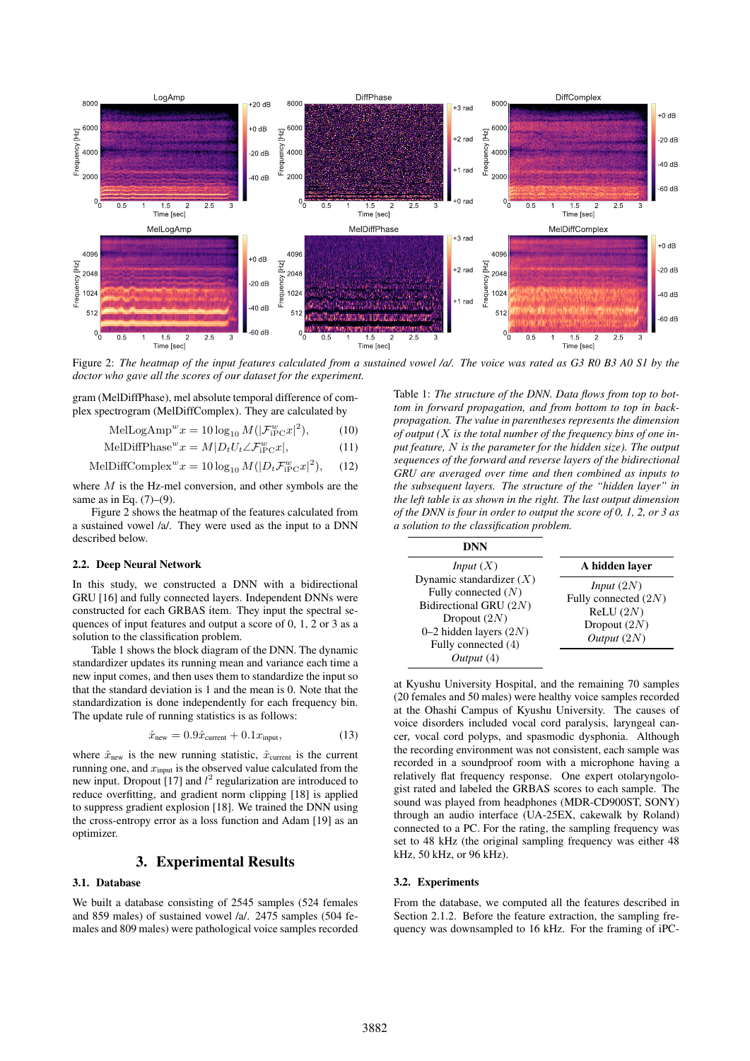Figure 2: *The heatmap of the input features calculated from a sustained vowel /a/. The voice was rated as G3 R0 B3 A0 S1 by the doctor who gave all the scores of our dataset for the experiment.*

gram (MelDiffPhase), mel absolute temporal difference of complex spectrogram (MelDiffComplex). They are calculated by

$$\text{MelLogAmp}^w x = 10 \log_{10} M(|\mathcal{F}^w_{\text{iPC}} x|^2), \tag{10}$$

$$\text{MelDiffPhase}^w x = M|D_t U_t \angle \mathcal{F}^w_{\text{iPC}} x|, \tag{11}$$

$$\text{MelDiffComplex}^w x = 10 \log_{10} M(|D_t \mathcal{F}^w_{\text{iPC}} x|^2), \tag{12}$$

where $M$ is the Hz-mel conversion, and other symbols are the same as in Eq. (7)–(9).

Figure 2 shows the heatmap of the features calculated from a sustained vowel /a/. They were used as the input to a DNN described below.

### 2.2. Deep Neural Network

In this study, we constructed a DNN with a bidirectional GRU [16] and fully connected layers. Independent DNNs were constructed for each GRBAS item. They input the spectral sequences of input features and output a score of 0, 1, 2 or 3 as a solution to the classification problem.

Table 1 shows the block diagram of the DNN. The dynamic standardizer updates its running mean and variance each time a new input comes, and then uses them to standardize the input so that the standard deviation is 1 and the mean is 0. Note that the standardization is done independently for each frequency bin. The update rule of running statistics is as follows:

$$\hat{x}_{\text{new}} = 0.9\hat{x}_{\text{current}} + 0.1x_{\text{input}}, \tag{13}$$

where $\hat{x}_{\text{new}}$ is the new running statistic, $\hat{x}_{\text{current}}$ is the current running one, and $x_{\text{input}}$ is the observed value calculated from the new input. Dropout [17] and $l^2$ regularization are introduced to reduce overfitting, and gradient norm clipping [18] is applied to suppress gradient explosion [18]. We trained the DNN using the cross-entropy error as a loss function and Adam [19] as an optimizer.

Table 1: *The structure of the DNN. Data flows from top to bottom in forward propagation, and from bottom to top in back-propagation. The value in parentheses represents the dimension of output ($X$ is the total number of the frequency bins of one input feature, $N$ is the parameter for the hidden size). The output sequences of the forward and reverse layers of the bidirectional GRU are averaged over time and then combined as inputs to the subsequent layers. The structure of the "hidden layer" in the left table is as shown in the right. The last output dimension of the DNN is four in order to output the score of 0, 1, 2, or 3 as a solution to the classification problem.*

| DNN |
|---|
| *Input* ($X$) |
| Dynamic standardizer ($X$) |
| Fully connected ($N$) |
| Bidirectional GRU ($2N$) |
| Dropout ($2N$) |
| 0–2 hidden layers ($2N$) |
| Fully connected (4) |
| *Output* (4) |

| A hidden layer |
|---|
| *Input* ($2N$) |
| Fully connected ($2N$) |
| ReLU ($2N$) |
| Dropout ($2N$) |
| *Output* ($2N$) |

## 3. Experimental Results

### 3.1. Database

We built a database consisting of 2545 samples (524 females and 859 males) of sustained vowel /a/. 2475 samples (504 females and 809 males) were pathological voice samples recorded at Kyushu University Hospital, and the remaining 70 samples (20 females and 50 males) were healthy voice samples recorded at the Ohashi Campus of Kyushu University. The causes of voice disorders included vocal cord paralysis, laryngeal cancer, vocal cord polyps, and spasmodic dysphonia. Although the recording environment was not consistent, each sample was recorded in a soundproof room with a microphone having a relatively flat frequency response. One expert otolaryngologist rated and labeled the GRBAS scores to each sample. The sound was played from headphones (MDR-CD900ST, SONY) through an audio interface (UA-25EX, cakewalk by Roland) connected to a PC. For the rating, the sampling frequency was set to 48 kHz (the original sampling frequency was either 48 kHz, 50 kHz, or 96 kHz).

### 3.2. Experiments

From the database, we computed all the features described in Section 2.1.2. Before the feature extraction, the sampling frequency was downsampled to 16 kHz. For the framing of iPC-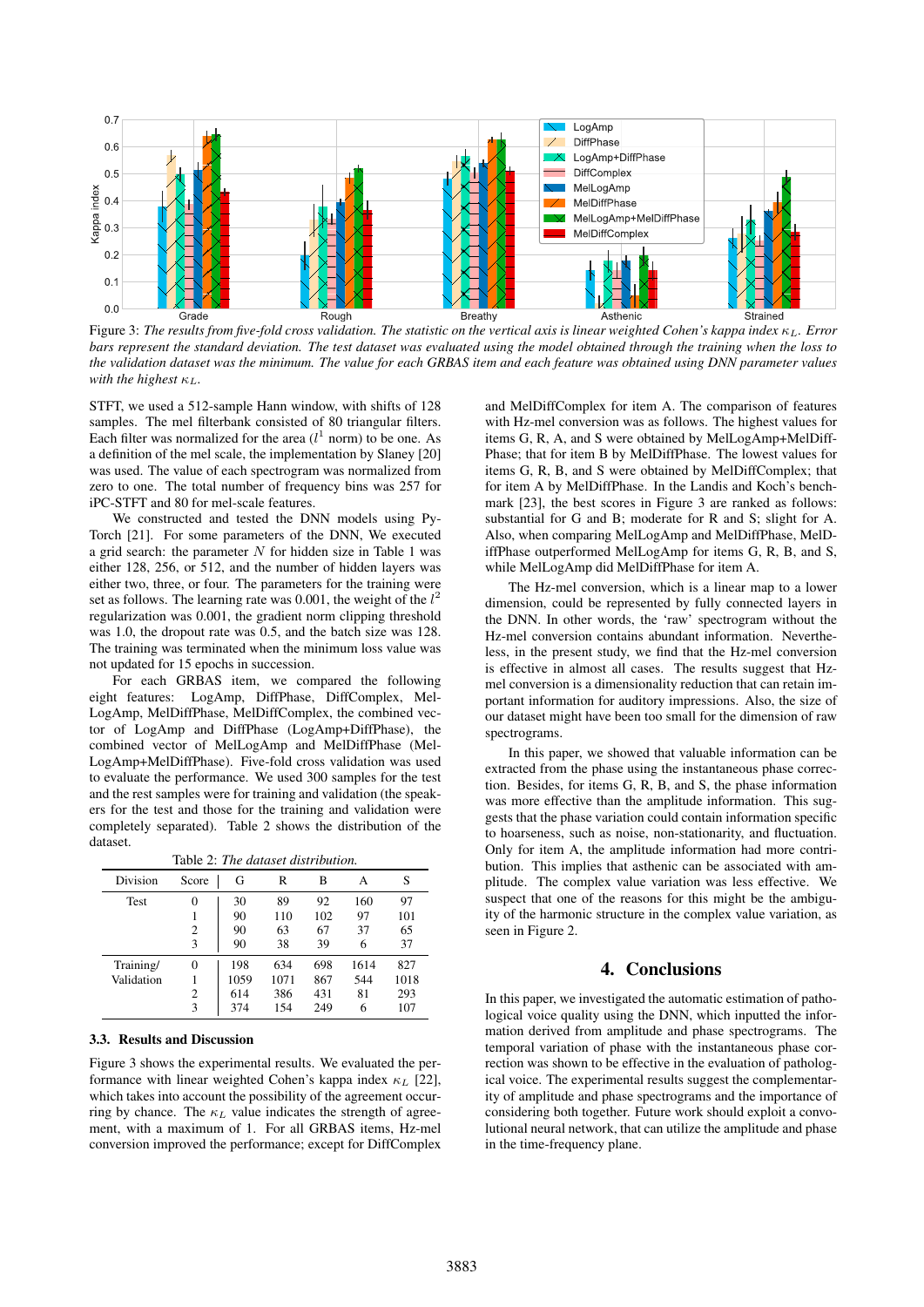Figure 3: *The results from five-fold cross validation. The statistic on the vertical axis is linear weighted Cohen's kappa index $\kappa_L$. Error bars represent the standard deviation. The test dataset was evaluated using the model obtained through the training when the loss to the validation dataset was the minimum. The value for each GRBAS item and each feature was obtained using DNN parameter values with the highest $\kappa_L$.*

STFT, we used a 512-sample Hann window, with shifts of 128 samples. The mel filterbank consisted of 80 triangular filters. Each filter was normalized for the area ($l^1$ norm) to be one. As a definition of the mel scale, the implementation by Slaney [20] was used. The value of each spectrogram was normalized from zero to one. The total number of frequency bins was 257 for iPC-STFT and 80 for mel-scale features.

We constructed and tested the DNN models using PyTorch [21]. For some parameters of the DNN, We executed a grid search: the parameter $N$ for hidden size in Table 1 was either 128, 256, or 512, and the number of hidden layers was either two, three, or four. The parameters for the training were set as follows. The learning rate was 0.001, the weight of the $l^2$ regularization was 0.001, the gradient norm clipping threshold was 1.0, the dropout rate was 0.5, and the batch size was 128. The training was terminated when the minimum loss value was not updated for 15 epochs in succession.

For each GRBAS item, we compared the following eight features: LogAmp, DiffPhase, DiffComplex, MelLogAmp, MelDiffPhase, MelDiffComplex, the combined vector of LogAmp and DiffPhase (LogAmp+DiffPhase), the combined vector of MelLogAmp and MelDiffPhase (MelLogAmp+MelDiffPhase). Five-fold cross validation was used to evaluate the performance. We used 300 samples for the test and the rest samples were for training and validation (the speakers for the test and those for the training and validation were completely separated). Table 2 shows the distribution of the dataset.

Table 2: *The dataset distribution.*

| Division | Score | G | R | B | A | S |
|---|---|---|---|---|---|---|
| Test | 0 | 30 | 89 | 92 | 160 | 97 |
| | 1 | 90 | 110 | 102 | 97 | 101 |
| | 2 | 90 | 63 | 67 | 37 | 65 |
| | 3 | 90 | 38 | 39 | 6 | 37 |
| Training/ Validation | 0 | 198 | 634 | 698 | 1614 | 827 |
| | 1 | 1059 | 1071 | 867 | 544 | 1018 |
| | 2 | 614 | 386 | 431 | 81 | 293 |
| | 3 | 374 | 154 | 249 | 6 | 107 |

### 3.3. Results and Discussion

Figure 3 shows the experimental results. We evaluated the performance with linear weighted Cohen's kappa index $\kappa_L$ [22], which takes into account the possibility of the agreement occurring by chance. The $\kappa_L$ value indicates the strength of agreement, with a maximum of 1. For all GRBAS items, Hz-mel conversion improved the performance; except for DiffComplex and MelDiffComplex for item A. The comparison of features with Hz-mel conversion was as follows. The highest values for items G, R, A, and S were obtained by MelLogAmp+MelDiffPhase; that for item B by MelDiffPhase. The lowest values for items G, R, B, and S were obtained by MelDiffComplex; that for item A by MelDiffPhase. In the Landis and Koch's benchmark [23], the best scores in Figure 3 are ranked as follows: substantial for G and B; moderate for R and S; slight for A. Also, when comparing MelLogAmp and MelDiffPhase, MelDiffPhase outperformed MelLogAmp for items G, R, B, and S, while MelLogAmp did MelDiffPhase for item A.

The Hz-mel conversion, which is a linear map to a lower dimension, could be represented by fully connected layers in the DNN. In other words, the 'raw' spectrogram without the Hz-mel conversion contains abundant information. Nevertheless, in the present study, we find that the Hz-mel conversion is effective in almost all cases. The results suggest that Hz-mel conversion is a dimensionality reduction that can retain important information for auditory impressions. Also, the size of our dataset might have been too small for the dimension of raw spectrograms.

In this paper, we showed that valuable information can be extracted from the phase using the instantaneous phase correction. Besides, for items G, R, B, and S, the phase information was more effective than the amplitude information. This suggests that the phase variation could contain information specific to hoarseness, such as noise, non-stationarity, and fluctuation. Only for item A, the amplitude information had more contribution. This implies that asthenic can be associated with amplitude. The complex value variation was less effective. We suspect that one of the reasons for this might be the ambiguity of the harmonic structure in the complex value variation, as seen in Figure 2.

## 4. Conclusions

In this paper, we investigated the automatic estimation of pathological voice quality using the DNN, which inputted the information derived from amplitude and phase spectrograms. The temporal variation of phase with the instantaneous phase correction was shown to be effective in the evaluation of pathological voice. The experimental results suggest the complementarity of amplitude and phase spectrograms and the importance of considering both together. Future work should exploit a convolutional neural network, that can utilize the amplitude and phase in the time-frequency plane.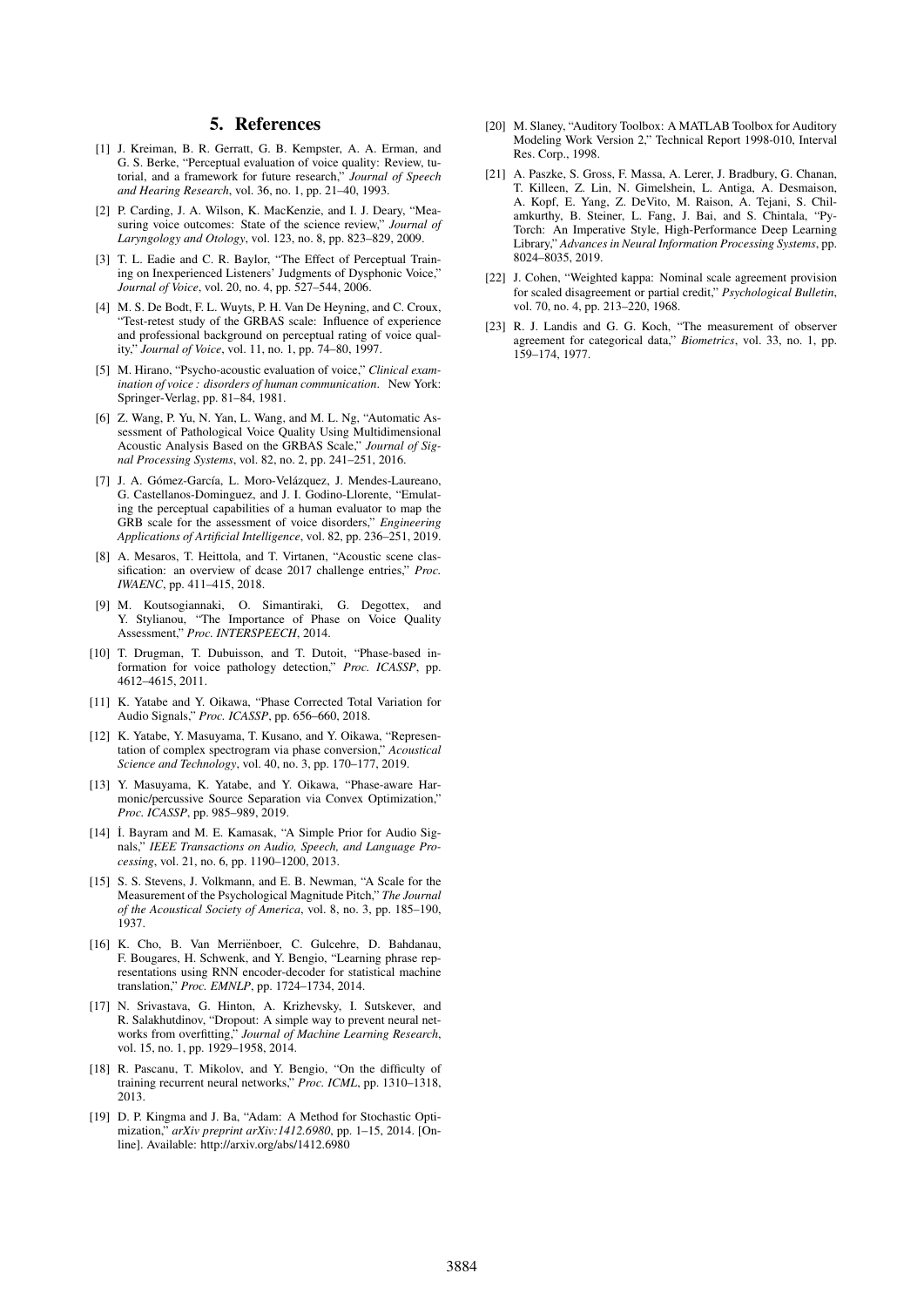## 5. References

[1] J. Kreiman, B. R. Gerratt, G. B. Kempster, A. A. Erman, and G. S. Berke, "Perceptual evaluation of voice quality: Review, tutorial, and a framework for future research," *Journal of Speech and Hearing Research*, vol. 36, no. 1, pp. 21–40, 1993.

[2] P. Carding, J. A. Wilson, K. MacKenzie, and I. J. Deary, "Measuring voice outcomes: State of the science review," *Journal of Laryngology and Otology*, vol. 123, no. 8, pp. 823–829, 2009.

[3] T. L. Eadie and C. R. Baylor, "The Effect of Perceptual Training on Inexperienced Listeners' Judgments of Dysphonic Voice," *Journal of Voice*, vol. 20, no. 4, pp. 527–544, 2006.

[4] M. S. De Bodt, F. L. Wuyts, P. H. Van De Heyning, and C. Croux, "Test-retest study of the GRBAS scale: Influence of experience and professional background on perceptual rating of voice quality," *Journal of Voice*, vol. 11, no. 1, pp. 74–80, 1997.

[5] M. Hirano, "Psycho-acoustic evaluation of voice," *Clinical examination of voice : disorders of human communication*. New York: Springer-Verlag, pp. 81–84, 1981.

[6] Z. Wang, P. Yu, N. Yan, L. Wang, and M. L. Ng, "Automatic Assessment of Pathological Voice Quality Using Multidimensional Acoustic Analysis Based on the GRBAS Scale," *Journal of Signal Processing Systems*, vol. 82, no. 2, pp. 241–251, 2016.

[7] J. A. Gómez-García, L. Moro-Velázquez, J. Mendes-Laureano, G. Castellanos-Dominguez, and J. I. Godino-Llorente, "Emulating the perceptual capabilities of a human evaluator to map the GRB scale for the assessment of voice disorders," *Engineering Applications of Artificial Intelligence*, vol. 82, pp. 236–251, 2019.

[8] A. Mesaros, T. Heittola, and T. Virtanen, "Acoustic scene classification: an overview of dcase 2017 challenge entries," *Proc. IWAENC*, pp. 411–415, 2018.

[9] M. Koutsogiannaki, O. Simantiraki, G. Degottex, and Y. Stylianou, "The Importance of Phase on Voice Quality Assessment," *Proc. INTERSPEECH*, 2014.

[10] T. Drugman, T. Dubuisson, and T. Dutoit, "Phase-based information for voice pathology detection," *Proc. ICASSP*, pp. 4612–4615, 2011.

[11] K. Yatabe and Y. Oikawa, "Phase Corrected Total Variation for Audio Signals," *Proc. ICASSP*, pp. 656–660, 2018.

[12] K. Yatabe, Y. Masuyama, T. Kusano, and Y. Oikawa, "Representation of complex spectrogram via phase conversion," *Acoustical Science and Technology*, vol. 40, no. 3, pp. 170–177, 2019.

[13] Y. Masuyama, K. Yatabe, and Y. Oikawa, "Phase-aware Harmonic/percussive Source Separation via Convex Optimization," *Proc. ICASSP*, pp. 985–989, 2019.

[14] İ. Bayram and M. E. Kamasak, "A Simple Prior for Audio Signals," *IEEE Transactions on Audio, Speech, and Language Processing*, vol. 21, no. 6, pp. 1190–1200, 2013.

[15] S. S. Stevens, J. Volkmann, and E. B. Newman, "A Scale for the Measurement of the Psychological Magnitude Pitch," *The Journal of the Acoustical Society of America*, vol. 8, no. 3, pp. 185–190, 1937.

[16] K. Cho, B. Van Merriënboer, C. Gulcehre, D. Bahdanau, F. Bougares, H. Schwenk, and Y. Bengio, "Learning phrase representations using RNN encoder-decoder for statistical machine translation," *Proc. EMNLP*, pp. 1724–1734, 2014.

[17] N. Srivastava, G. Hinton, A. Krizhevsky, I. Sutskever, and R. Salakhutdinov, "Dropout: A simple way to prevent neural networks from overfitting," *Journal of Machine Learning Research*, vol. 15, no. 1, pp. 1929–1958, 2014.

[18] R. Pascanu, T. Mikolov, and Y. Bengio, "On the difficulty of training recurrent neural networks," *Proc. ICML*, pp. 1310–1318, 2013.

[19] D. P. Kingma and J. Ba, "Adam: A Method for Stochastic Optimization," *arXiv preprint arXiv:1412.6980*, pp. 1–15, 2014. [Online]. Available: http://arxiv.org/abs/1412.6980

[20] M. Slaney, "Auditory Toolbox: A MATLAB Toolbox for Auditory Modeling Work Version 2," Technical Report 1998-010, Interval Res. Corp., 1998.

[21] A. Paszke, S. Gross, F. Massa, A. Lerer, J. Bradbury, G. Chanan, T. Killeen, Z. Lin, N. Gimelshein, L. Antiga, A. Desmaison, A. Kopf, E. Yang, Z. DeVito, M. Raison, A. Tejani, S. Chilamkurthy, B. Steiner, L. Fang, J. Bai, and S. Chintala, "PyTorch: An Imperative Style, High-Performance Deep Learning Library," *Advances in Neural Information Processing Systems*, pp. 8024–8035, 2019.

[22] J. Cohen, "Weighted kappa: Nominal scale agreement provision for scaled disagreement or partial credit," *Psychological Bulletin*, vol. 70, no. 4, pp. 213–220, 1968.

[23] R. J. Landis and G. G. Koch, "The measurement of observer agreement for categorical data," *Biometrics*, vol. 33, no. 1, pp. 159–174, 1977.